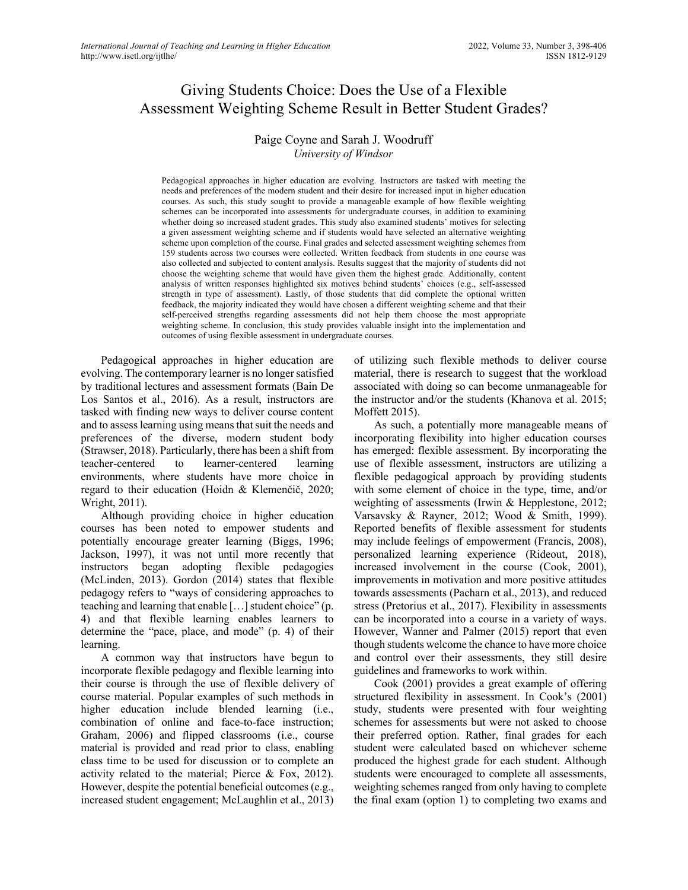# Giving Students Choice: Does the Use of a Flexible Assessment Weighting Scheme Result in Better Student Grades?

Paige Coyne and Sarah J. Woodruff
*University of Windsor*

Pedagogical approaches in higher education are evolving. Instructors are tasked with meeting the needs and preferences of the modern student and their desire for increased input in higher education courses. As such, this study sought to provide a manageable example of how flexible weighting schemes can be incorporated into assessments for undergraduate courses, in addition to examining whether doing so increased student grades. This study also examined students' motives for selecting a given assessment weighting scheme and if students would have selected an alternative weighting scheme upon completion of the course. Final grades and selected assessment weighting schemes from 159 students across two courses were collected. Written feedback from students in one course was also collected and subjected to content analysis. Results suggest that the majority of students did not choose the weighting scheme that would have given them the highest grade. Additionally, content analysis of written responses highlighted six motives behind students' choices (e.g., self-assessed strength in type of assessment). Lastly, of those students that did complete the optional written feedback, the majority indicated they would have chosen a different weighting scheme and that their self-perceived strengths regarding assessments did not help them choose the most appropriate weighting scheme. In conclusion, this study provides valuable insight into the implementation and outcomes of using flexible assessment in undergraduate courses.

Pedagogical approaches in higher education are evolving. The contemporary learner is no longer satisfied by traditional lectures and assessment formats (Bain De Los Santos et al., 2016). As a result, instructors are tasked with finding new ways to deliver course content and to assess learning using means that suit the needs and preferences of the diverse, modern student body (Strawser, 2018). Particularly, there has been a shift from teacher-centered to learner-centered learning environments, where students have more choice in regard to their education (Hoidn & Klemenčič, 2020; Wright, 2011).

Although providing choice in higher education courses has been noted to empower students and potentially encourage greater learning (Biggs, 1996; Jackson, 1997), it was not until more recently that instructors began adopting flexible pedagogies (McLinden, 2013). Gordon (2014) states that flexible pedagogy refers to "ways of considering approaches to teaching and learning that enable […] student choice" (p. 4) and that flexible learning enables learners to determine the "pace, place, and mode" (p. 4) of their learning.

A common way that instructors have begun to incorporate flexible pedagogy and flexible learning into their course is through the use of flexible delivery of course material. Popular examples of such methods in higher education include blended learning (i.e., combination of online and face-to-face instruction; Graham, 2006) and flipped classrooms (i.e., course material is provided and read prior to class, enabling class time to be used for discussion or to complete an activity related to the material; Pierce & Fox, 2012). However, despite the potential beneficial outcomes (e.g., increased student engagement; McLaughlin et al., 2013) of utilizing such flexible methods to deliver course material, there is research to suggest that the workload associated with doing so can become unmanageable for the instructor and/or the students (Khanova et al. 2015; Moffett 2015).

As such, a potentially more manageable means of incorporating flexibility into higher education courses has emerged: flexible assessment. By incorporating the use of flexible assessment, instructors are utilizing a flexible pedagogical approach by providing students with some element of choice in the type, time, and/or weighting of assessments (Irwin & Hepplestone, 2012; Varsavsky & Rayner, 2012; Wood & Smith, 1999). Reported benefits of flexible assessment for students may include feelings of empowerment (Francis, 2008), personalized learning experience (Rideout, 2018), increased involvement in the course (Cook, 2001), improvements in motivation and more positive attitudes towards assessments (Pacharn et al., 2013), and reduced stress (Pretorius et al., 2017). Flexibility in assessments can be incorporated into a course in a variety of ways. However, Wanner and Palmer (2015) report that even though students welcome the chance to have more choice and control over their assessments, they still desire guidelines and frameworks to work within.

Cook (2001) provides a great example of offering structured flexibility in assessment. In Cook's (2001) study, students were presented with four weighting schemes for assessments but were not asked to choose their preferred option. Rather, final grades for each student were calculated based on whichever scheme produced the highest grade for each student. Although students were encouraged to complete all assessments, weighting schemes ranged from only having to complete the final exam (option 1) to completing two exams and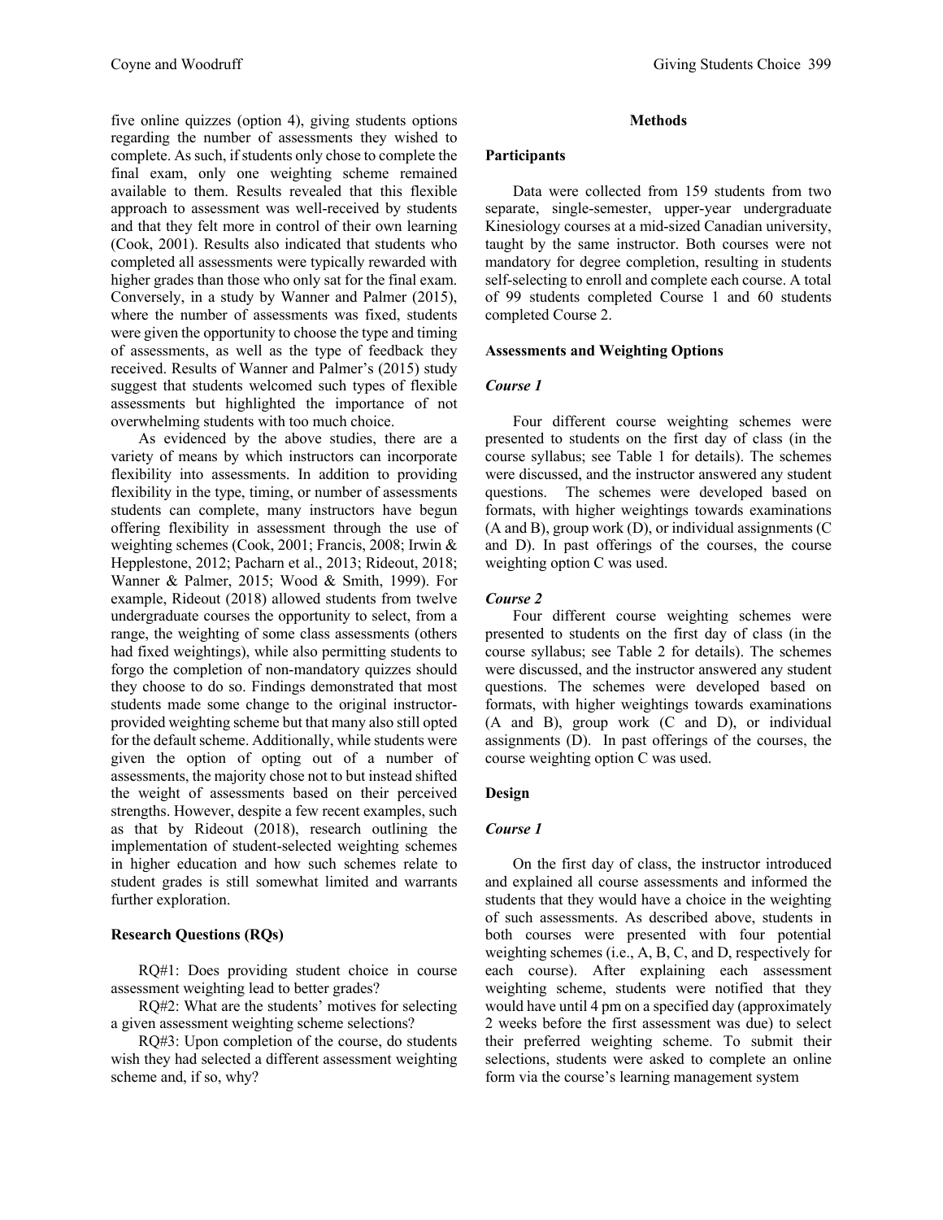five online quizzes (option 4), giving students options regarding the number of assessments they wished to complete. As such, if students only chose to complete the final exam, only one weighting scheme remained available to them. Results revealed that this flexible approach to assessment was well-received by students and that they felt more in control of their own learning (Cook, 2001). Results also indicated that students who completed all assessments were typically rewarded with higher grades than those who only sat for the final exam. Conversely, in a study by Wanner and Palmer (2015), where the number of assessments was fixed, students were given the opportunity to choose the type and timing of assessments, as well as the type of feedback they received. Results of Wanner and Palmer's (2015) study suggest that students welcomed such types of flexible assessments but highlighted the importance of not overwhelming students with too much choice.

As evidenced by the above studies, there are a variety of means by which instructors can incorporate flexibility into assessments. In addition to providing flexibility in the type, timing, or number of assessments students can complete, many instructors have begun offering flexibility in assessment through the use of weighting schemes (Cook, 2001; Francis, 2008; Irwin & Hepplestone, 2012; Pacharn et al., 2013; Rideout, 2018; Wanner & Palmer, 2015; Wood & Smith, 1999). For example, Rideout (2018) allowed students from twelve undergraduate courses the opportunity to select, from a range, the weighting of some class assessments (others had fixed weightings), while also permitting students to forgo the completion of non-mandatory quizzes should they choose to do so. Findings demonstrated that most students made some change to the original instructor-provided weighting scheme but that many also still opted for the default scheme. Additionally, while students were given the option of opting out of a number of assessments, the majority chose not to but instead shifted the weight of assessments based on their perceived strengths. However, despite a few recent examples, such as that by Rideout (2018), research outlining the implementation of student-selected weighting schemes in higher education and how such schemes relate to student grades is still somewhat limited and warrants further exploration.

### Research Questions (RQs)

RQ#1: Does providing student choice in course assessment weighting lead to better grades?

RQ#2: What are the students' motives for selecting a given assessment weighting scheme selections?

RQ#3: Upon completion of the course, do students wish they had selected a different assessment weighting scheme and, if so, why?

## Methods

### Participants

Data were collected from 159 students from two separate, single-semester, upper-year undergraduate Kinesiology courses at a mid-sized Canadian university, taught by the same instructor. Both courses were not mandatory for degree completion, resulting in students self-selecting to enroll and complete each course. A total of 99 students completed Course 1 and 60 students completed Course 2.

### Assessments and Weighting Options

#### *Course 1*

Four different course weighting schemes were presented to students on the first day of class (in the course syllabus; see Table 1 for details). The schemes were discussed, and the instructor answered any student questions. The schemes were developed based on formats, with higher weightings towards examinations (A and B), group work (D), or individual assignments (C and D). In past offerings of the courses, the course weighting option C was used.

#### *Course 2*

Four different course weighting schemes were presented to students on the first day of class (in the course syllabus; see Table 2 for details). The schemes were discussed, and the instructor answered any student questions. The schemes were developed based on formats, with higher weightings towards examinations (A and B), group work (C and D), or individual assignments (D). In past offerings of the courses, the course weighting option C was used.

### Design

#### *Course 1*

On the first day of class, the instructor introduced and explained all course assessments and informed the students that they would have a choice in the weighting of such assessments. As described above, students in both courses were presented with four potential weighting schemes (i.e., A, B, C, and D, respectively for each course). After explaining each assessment weighting scheme, students were notified that they would have until 4 pm on a specified day (approximately 2 weeks before the first assessment was due) to select their preferred weighting scheme. To submit their selections, students were asked to complete an online form via the course's learning management system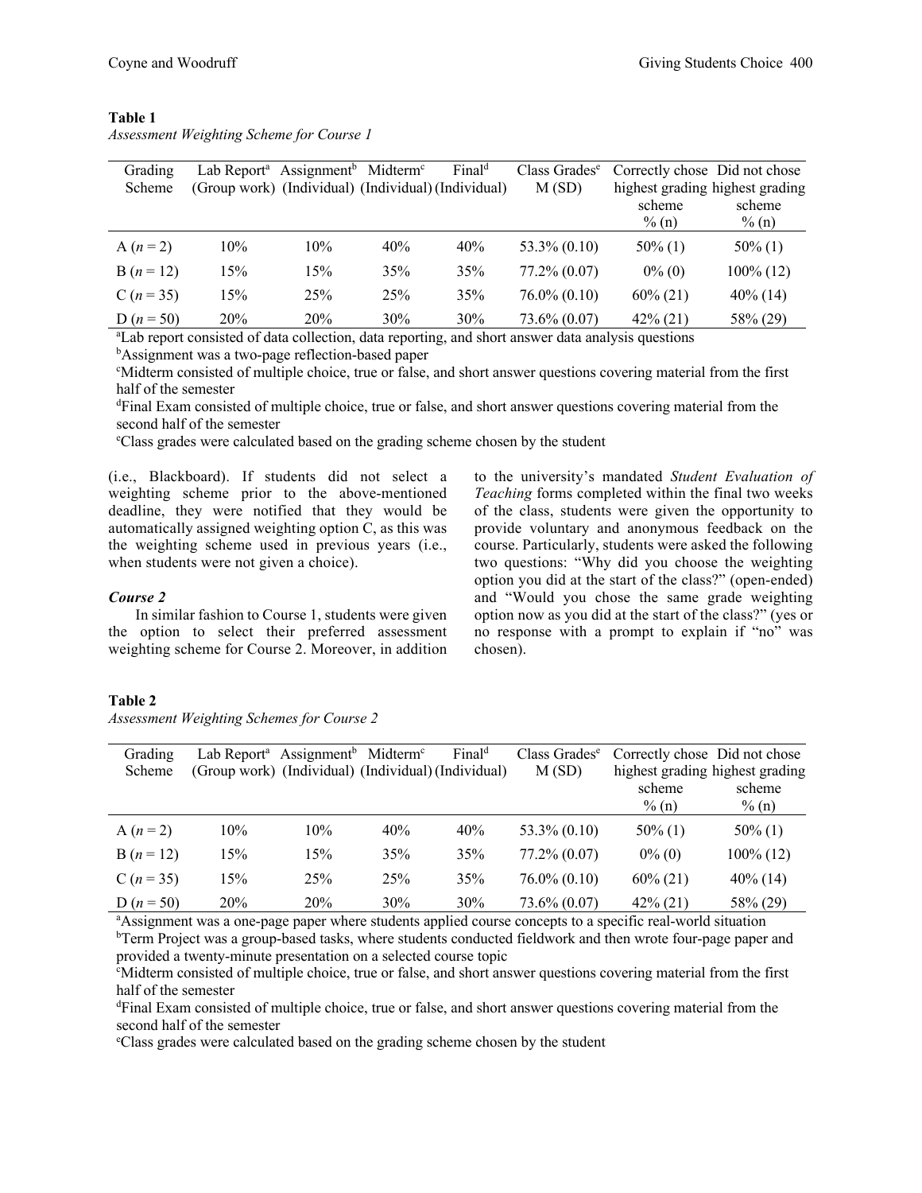**Table 1**
*Assessment Weighting Scheme for Course 1*

| Grading Scheme | Lab Report[a] (Group work) | Assignment[b] (Individual) | Midterm[c] (Individual) | Final[d] (Individual) | Class Grades[e] M (SD) | Correctly chose highest grading scheme % (n) | Did not chose highest grading scheme % (n) |
|---|---|---|---|---|---|---|---|
| A (*n* = 2) | 10% | 10% | 40% | 40% | 53.3% (0.10) | 50% (1) | 50% (1) |
| B (*n* = 12) | 15% | 15% | 35% | 35% | 77.2% (0.07) | 0% (0) | 100% (12) |
| C (*n* = 35) | 15% | 25% | 25% | 35% | 76.0% (0.10) | 60% (21) | 40% (14) |
| D (*n* = 50) | 20% | 20% | 30% | 30% | 73.6% (0.07) | 42% (21) | 58% (29) |

[a]Lab report consisted of data collection, data reporting, and short answer data analysis questions
[b]Assignment was a two-page reflection-based paper
[c]Midterm consisted of multiple choice, true or false, and short answer questions covering material from the first half of the semester
[d]Final Exam consisted of multiple choice, true or false, and short answer questions covering material from the second half of the semester
[e]Class grades were calculated based on the grading scheme chosen by the student

(i.e., Blackboard). If students did not select a weighting scheme prior to the above-mentioned deadline, they were notified that they would be automatically assigned weighting option C, as this was the weighting scheme used in previous years (i.e., when students were not given a choice).

### *Course 2*

In similar fashion to Course 1, students were given the option to select their preferred assessment weighting scheme for Course 2. Moreover, in addition to the university's mandated *Student Evaluation of Teaching* forms completed within the final two weeks of the class, students were given the opportunity to provide voluntary and anonymous feedback on the course. Particularly, students were asked the following two questions: "Why did you choose the weighting option you did at the start of the class?" (open-ended) and "Would you chose the same grade weighting option now as you did at the start of the class?" (yes or no response with a prompt to explain if "no" was chosen).

**Table 2**
*Assessment Weighting Schemes for Course 2*

| Grading Scheme | Lab Report[a] (Group work) | Assignment[b] (Individual) | Midterm[c] (Individual) | Final[d] (Individual) | Class Grades[e] M (SD) | Correctly chose highest grading scheme % (n) | Did not chose highest grading scheme % (n) |
|---|---|---|---|---|---|---|---|
| A (*n* = 2) | 10% | 10% | 40% | 40% | 53.3% (0.10) | 50% (1) | 50% (1) |
| B (*n* = 12) | 15% | 15% | 35% | 35% | 77.2% (0.07) | 0% (0) | 100% (12) |
| C (*n* = 35) | 15% | 25% | 25% | 35% | 76.0% (0.10) | 60% (21) | 40% (14) |
| D (*n* = 50) | 20% | 20% | 30% | 30% | 73.6% (0.07) | 42% (21) | 58% (29) |

[a]Assignment was a one-page paper where students applied course concepts to a specific real-world situation
[b]Term Project was a group-based tasks, where students conducted fieldwork and then wrote four-page paper and provided a twenty-minute presentation on a selected course topic
[c]Midterm consisted of multiple choice, true or false, and short answer questions covering material from the first half of the semester
[d]Final Exam consisted of multiple choice, true or false, and short answer questions covering material from the second half of the semester
[e]Class grades were calculated based on the grading scheme chosen by the student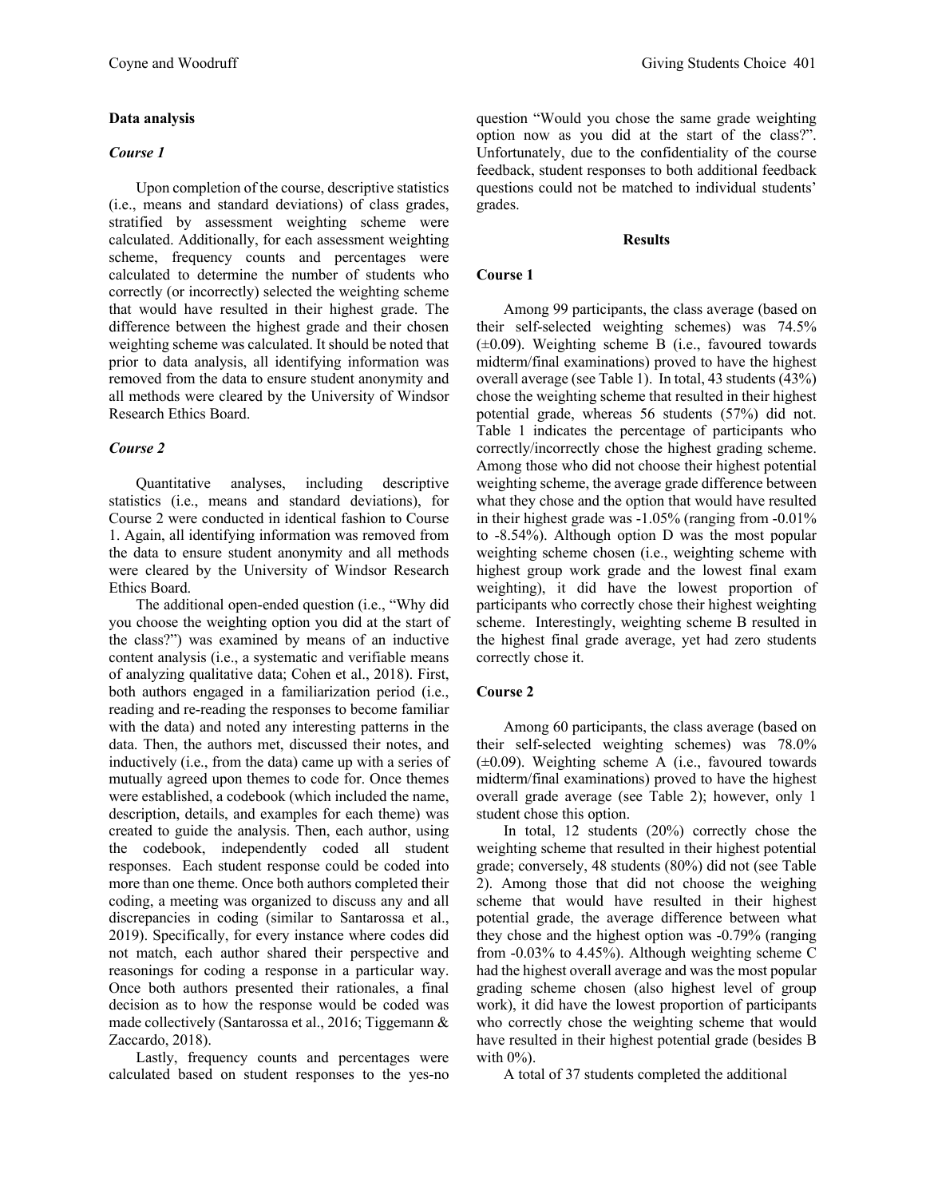## Data analysis

### *Course 1*

Upon completion of the course, descriptive statistics (i.e., means and standard deviations) of class grades, stratified by assessment weighting scheme were calculated. Additionally, for each assessment weighting scheme, frequency counts and percentages were calculated to determine the number of students who correctly (or incorrectly) selected the weighting scheme that would have resulted in their highest grade. The difference between the highest grade and their chosen weighting scheme was calculated. It should be noted that prior to data analysis, all identifying information was removed from the data to ensure student anonymity and all methods were cleared by the University of Windsor Research Ethics Board.

### *Course 2*

Quantitative analyses, including descriptive statistics (i.e., means and standard deviations), for Course 2 were conducted in identical fashion to Course 1. Again, all identifying information was removed from the data to ensure student anonymity and all methods were cleared by the University of Windsor Research Ethics Board.

The additional open-ended question (i.e., "Why did you choose the weighting option you did at the start of the class?") was examined by means of an inductive content analysis (i.e., a systematic and verifiable means of analyzing qualitative data; Cohen et al., 2018). First, both authors engaged in a familiarization period (i.e., reading and re-reading the responses to become familiar with the data) and noted any interesting patterns in the data. Then, the authors met, discussed their notes, and inductively (i.e., from the data) came up with a series of mutually agreed upon themes to code for. Once themes were established, a codebook (which included the name, description, details, and examples for each theme) was created to guide the analysis. Then, each author, using the codebook, independently coded all student responses. Each student response could be coded into more than one theme. Once both authors completed their coding, a meeting was organized to discuss any and all discrepancies in coding (similar to Santarossa et al., 2019). Specifically, for every instance where codes did not match, each author shared their perspective and reasonings for coding a response in a particular way. Once both authors presented their rationales, a final decision as to how the response would be coded was made collectively (Santarossa et al., 2016; Tiggemann & Zaccardo, 2018).

Lastly, frequency counts and percentages were calculated based on student responses to the yes-no question "Would you chose the same grade weighting option now as you did at the start of the class?". Unfortunately, due to the confidentiality of the course feedback, student responses to both additional feedback questions could not be matched to individual students' grades.

## Results

### Course 1

Among 99 participants, the class average (based on their self-selected weighting schemes) was 74.5% (±0.09). Weighting scheme B (i.e., favoured towards midterm/final examinations) proved to have the highest overall average (see Table 1). In total, 43 students (43%) chose the weighting scheme that resulted in their highest potential grade, whereas 56 students (57%) did not. Table 1 indicates the percentage of participants who correctly/incorrectly chose the highest grading scheme. Among those who did not choose their highest potential weighting scheme, the average grade difference between what they chose and the option that would have resulted in their highest grade was -1.05% (ranging from -0.01% to -8.54%). Although option D was the most popular weighting scheme chosen (i.e., weighting scheme with highest group work grade and the lowest final exam weighting), it did have the lowest proportion of participants who correctly chose their highest weighting scheme. Interestingly, weighting scheme B resulted in the highest final grade average, yet had zero students correctly chose it.

### Course 2

Among 60 participants, the class average (based on their self-selected weighting schemes) was 78.0% (±0.09). Weighting scheme A (i.e., favoured towards midterm/final examinations) proved to have the highest overall grade average (see Table 2); however, only 1 student chose this option.

In total, 12 students (20%) correctly chose the weighting scheme that resulted in their highest potential grade; conversely, 48 students (80%) did not (see Table 2). Among those that did not choose the weighing scheme that would have resulted in their highest potential grade, the average difference between what they chose and the highest option was -0.79% (ranging from -0.03% to 4.45%). Although weighting scheme C had the highest overall average and was the most popular grading scheme chosen (also highest level of group work), it did have the lowest proportion of participants who correctly chose the weighting scheme that would have resulted in their highest potential grade (besides B with 0%).

A total of 37 students completed the additional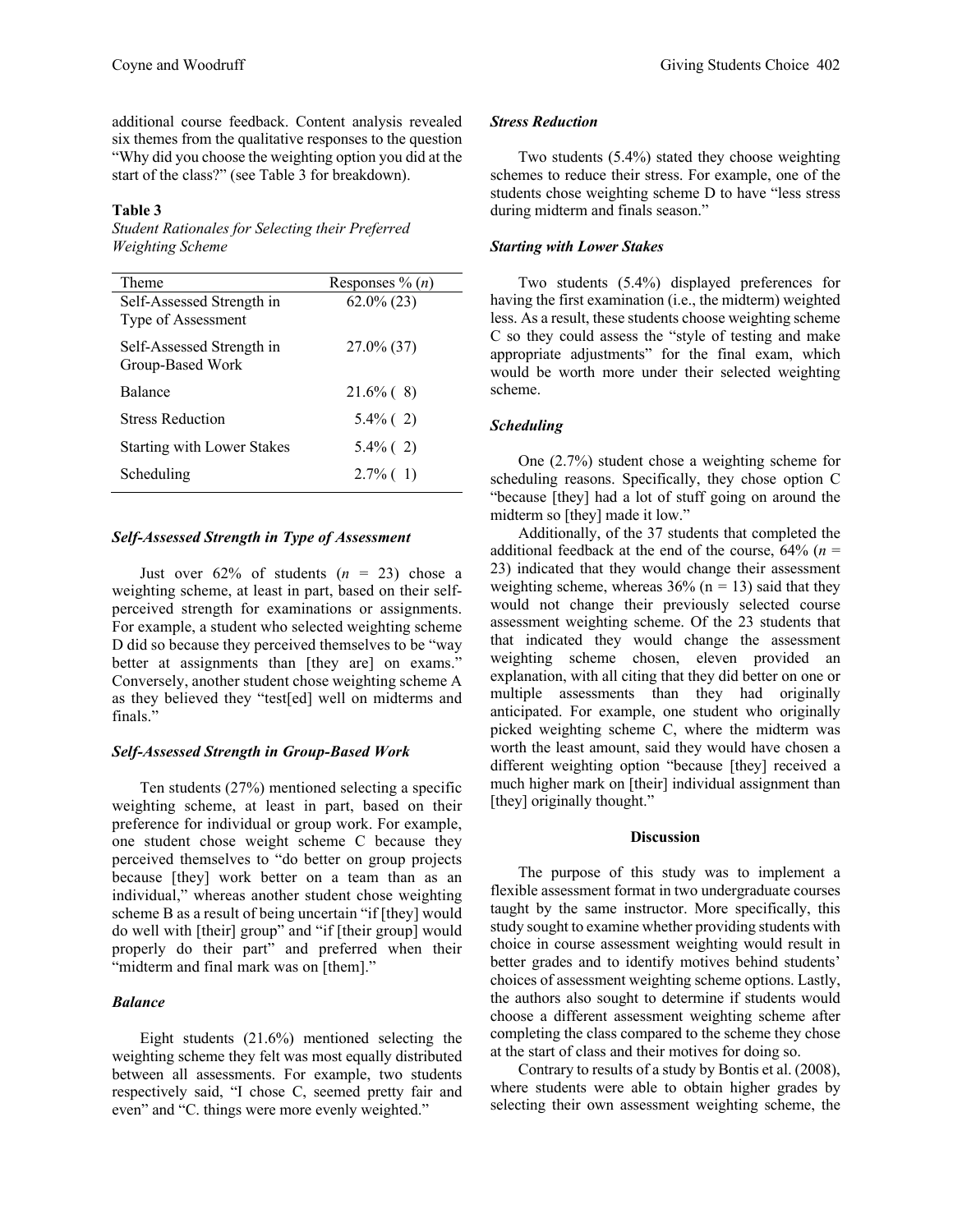additional course feedback. Content analysis revealed six themes from the qualitative responses to the question "Why did you choose the weighting option you did at the start of the class?" (see Table 3 for breakdown).

**Table 3**

*Student Rationales for Selecting their Preferred Weighting Scheme*

| Theme | Responses % (*n*) |
|---|---|
| Self-Assessed Strength in Type of Assessment | 62.0% (23) |
| Self-Assessed Strength in Group-Based Work | 27.0% (37) |
| Balance | 21.6% ( 8) |
| Stress Reduction | 5.4% ( 2) |
| Starting with Lower Stakes | 5.4% ( 2) |
| Scheduling | 2.7% ( 1) |

### *Self-Assessed Strength in Type of Assessment*

Just over 62% of students (*n* = 23) chose a weighting scheme, at least in part, based on their self-perceived strength for examinations or assignments. For example, a student who selected weighting scheme D did so because they perceived themselves to be "way better at assignments than [they are] on exams." Conversely, another student chose weighting scheme A as they believed they "test[ed] well on midterms and finals."

### *Self-Assessed Strength in Group-Based Work*

Ten students (27%) mentioned selecting a specific weighting scheme, at least in part, based on their preference for individual or group work. For example, one student chose weight scheme C because they perceived themselves to "do better on group projects because [they] work better on a team than as an individual," whereas another student chose weighting scheme B as a result of being uncertain "if [they] would do well with [their] group" and "if [their group] would properly do their part" and preferred when their "midterm and final mark was on [them]."

### *Balance*

Eight students (21.6%) mentioned selecting the weighting scheme they felt was most equally distributed between all assessments. For example, two students respectively said, "I chose C, seemed pretty fair and even" and "C. things were more evenly weighted."

### *Stress Reduction*

Two students (5.4%) stated they choose weighting schemes to reduce their stress. For example, one of the students chose weighting scheme D to have "less stress during midterm and finals season."

### *Starting with Lower Stakes*

Two students (5.4%) displayed preferences for having the first examination (i.e., the midterm) weighted less. As a result, these students choose weighting scheme C so they could assess the "style of testing and make appropriate adjustments" for the final exam, which would be worth more under their selected weighting scheme.

### *Scheduling*

One (2.7%) student chose a weighting scheme for scheduling reasons. Specifically, they chose option C "because [they] had a lot of stuff going on around the midterm so [they] made it low."

Additionally, of the 37 students that completed the additional feedback at the end of the course, 64% (*n* = 23) indicated that they would change their assessment weighting scheme, whereas 36% (n = 13) said that they would not change their previously selected course assessment weighting scheme. Of the 23 students that that indicated they would change the assessment weighting scheme chosen, eleven provided an explanation, with all citing that they did better on one or multiple assessments than they had originally anticipated. For example, one student who originally picked weighting scheme C, where the midterm was worth the least amount, said they would have chosen a different weighting option "because [they] received a much higher mark on [their] individual assignment than [they] originally thought."

## Discussion

The purpose of this study was to implement a flexible assessment format in two undergraduate courses taught by the same instructor. More specifically, this study sought to examine whether providing students with choice in course assessment weighting would result in better grades and to identify motives behind students' choices of assessment weighting scheme options. Lastly, the authors also sought to determine if students would choose a different assessment weighting scheme after completing the class compared to the scheme they chose at the start of class and their motives for doing so.

Contrary to results of a study by Bontis et al. (2008), where students were able to obtain higher grades by selecting their own assessment weighting scheme, the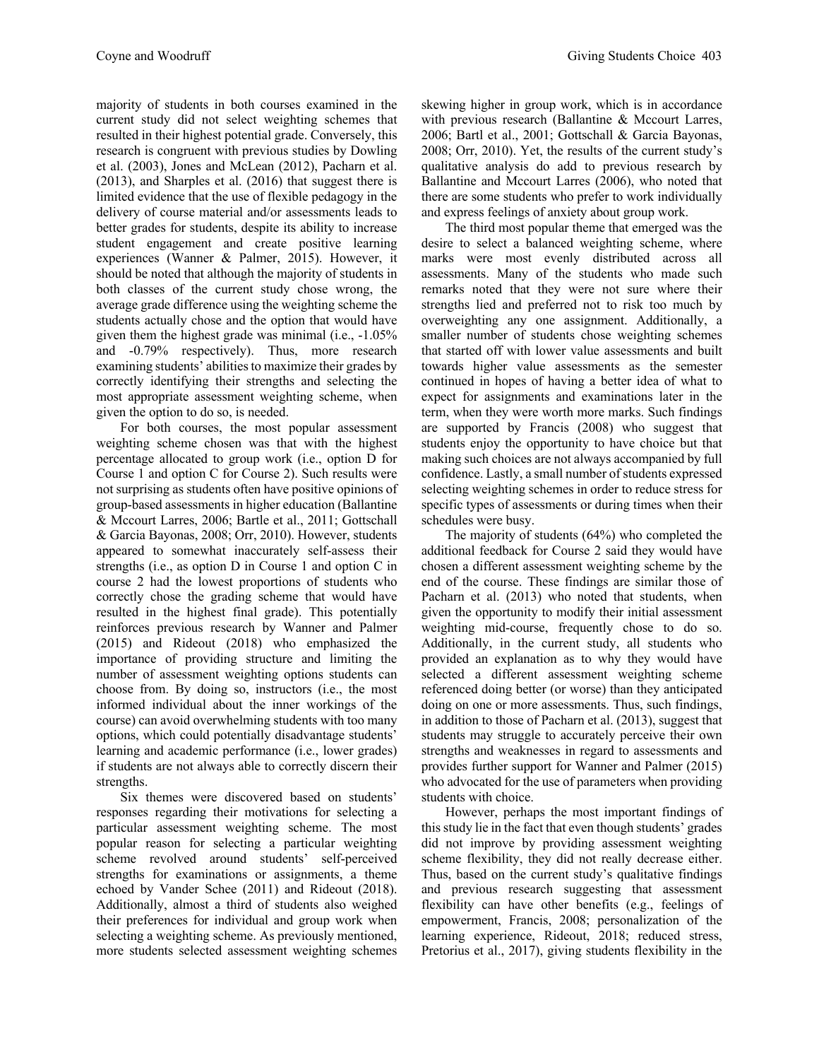majority of students in both courses examined in the current study did not select weighting schemes that resulted in their highest potential grade. Conversely, this research is congruent with previous studies by Dowling et al. (2003), Jones and McLean (2012), Pacharn et al. (2013), and Sharples et al. (2016) that suggest there is limited evidence that the use of flexible pedagogy in the delivery of course material and/or assessments leads to better grades for students, despite its ability to increase student engagement and create positive learning experiences (Wanner & Palmer, 2015). However, it should be noted that although the majority of students in both classes of the current study chose wrong, the average grade difference using the weighting scheme the students actually chose and the option that would have given them the highest grade was minimal (i.e., -1.05% and -0.79% respectively). Thus, more research examining students' abilities to maximize their grades by correctly identifying their strengths and selecting the most appropriate assessment weighting scheme, when given the option to do so, is needed.

For both courses, the most popular assessment weighting scheme chosen was that with the highest percentage allocated to group work (i.e., option D for Course 1 and option C for Course 2). Such results were not surprising as students often have positive opinions of group-based assessments in higher education (Ballantine & Mccourt Larres, 2006; Bartle et al., 2011; Gottschall & Garcia Bayonas, 2008; Orr, 2010). However, students appeared to somewhat inaccurately self-assess their strengths (i.e., as option D in Course 1 and option C in course 2 had the lowest proportions of students who correctly chose the grading scheme that would have resulted in the highest final grade). This potentially reinforces previous research by Wanner and Palmer (2015) and Rideout (2018) who emphasized the importance of providing structure and limiting the number of assessment weighting options students can choose from. By doing so, instructors (i.e., the most informed individual about the inner workings of the course) can avoid overwhelming students with too many options, which could potentially disadvantage students' learning and academic performance (i.e., lower grades) if students are not always able to correctly discern their strengths.

Six themes were discovered based on students' responses regarding their motivations for selecting a particular assessment weighting scheme. The most popular reason for selecting a particular weighting scheme revolved around students' self-perceived strengths for examinations or assignments, a theme echoed by Vander Schee (2011) and Rideout (2018). Additionally, almost a third of students also weighed their preferences for individual and group work when selecting a weighting scheme. As previously mentioned, more students selected assessment weighting schemes skewing higher in group work, which is in accordance with previous research (Ballantine & Mccourt Larres, 2006; Bartl et al., 2001; Gottschall & Garcia Bayonas, 2008; Orr, 2010). Yet, the results of the current study's qualitative analysis do add to previous research by Ballantine and Mccourt Larres (2006), who noted that there are some students who prefer to work individually and express feelings of anxiety about group work.

The third most popular theme that emerged was the desire to select a balanced weighting scheme, where marks were most evenly distributed across all assessments. Many of the students who made such remarks noted that they were not sure where their strengths lied and preferred not to risk too much by overweighting any one assignment. Additionally, a smaller number of students chose weighting schemes that started off with lower value assessments and built towards higher value assessments as the semester continued in hopes of having a better idea of what to expect for assignments and examinations later in the term, when they were worth more marks. Such findings are supported by Francis (2008) who suggest that students enjoy the opportunity to have choice but that making such choices are not always accompanied by full confidence. Lastly, a small number of students expressed selecting weighting schemes in order to reduce stress for specific types of assessments or during times when their schedules were busy.

The majority of students (64%) who completed the additional feedback for Course 2 said they would have chosen a different assessment weighting scheme by the end of the course. These findings are similar those of Pacharn et al. (2013) who noted that students, when given the opportunity to modify their initial assessment weighting mid-course, frequently chose to do so. Additionally, in the current study, all students who provided an explanation as to why they would have selected a different assessment weighting scheme referenced doing better (or worse) than they anticipated doing on one or more assessments. Thus, such findings, in addition to those of Pacharn et al. (2013), suggest that students may struggle to accurately perceive their own strengths and weaknesses in regard to assessments and provides further support for Wanner and Palmer (2015) who advocated for the use of parameters when providing students with choice.

However, perhaps the most important findings of this study lie in the fact that even though students' grades did not improve by providing assessment weighting scheme flexibility, they did not really decrease either. Thus, based on the current study's qualitative findings and previous research suggesting that assessment flexibility can have other benefits (e.g., feelings of empowerment, Francis, 2008; personalization of the learning experience, Rideout, 2018; reduced stress, Pretorius et al., 2017), giving students flexibility in the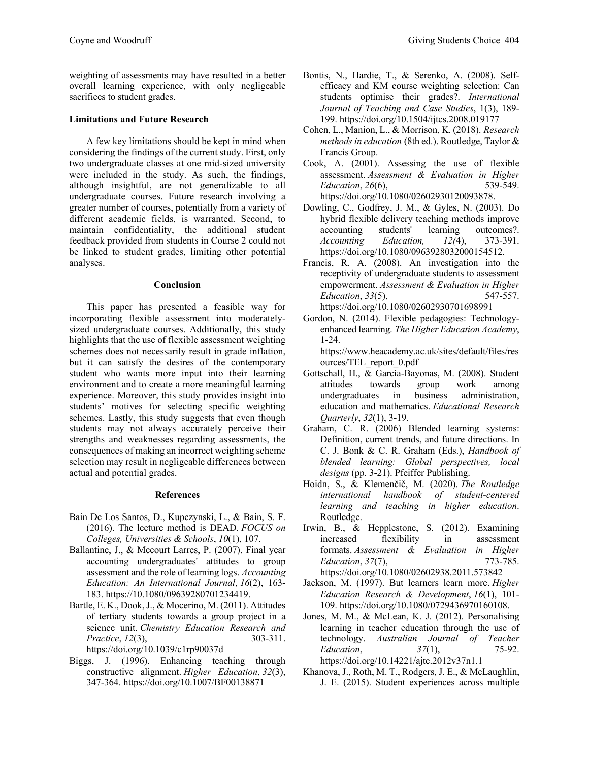weighting of assessments may have resulted in a better overall learning experience, with only negligeable sacrifices to student grades.

### Limitations and Future Research

A few key limitations should be kept in mind when considering the findings of the current study. First, only two undergraduate classes at one mid-sized university were included in the study. As such, the findings, although insightful, are not generalizable to all undergraduate courses. Future research involving a greater number of courses, potentially from a variety of different academic fields, is warranted. Second, to maintain confidentiality, the additional student feedback provided from students in Course 2 could not be linked to student grades, limiting other potential analyses.

## Conclusion

This paper has presented a feasible way for incorporating flexible assessment into moderately-sized undergraduate courses. Additionally, this study highlights that the use of flexible assessment weighting schemes does not necessarily result in grade inflation, but it can satisfy the desires of the contemporary student who wants more input into their learning environment and to create a more meaningful learning experience. Moreover, this study provides insight into students' motives for selecting specific weighting schemes. Lastly, this study suggests that even though students may not always accurately perceive their strengths and weaknesses regarding assessments, the consequences of making an incorrect weighting scheme selection may result in negligeable differences between actual and potential grades.

## References

Bain De Los Santos, D., Kupczynski, L., & Bain, S. F. (2016). The lecture method is DEAD. *FOCUS on Colleges, Universities & Schools*, *10*(1), 107.

Ballantine, J., & Mccourt Larres, P. (2007). Final year accounting undergraduates' attitudes to group assessment and the role of learning logs. *Accounting Education: An International Journal*, *16*(2), 163-183. https://10.1080/09639280701234419.

Bartle, E. K., Dook, J., & Mocerino, M. (2011). Attitudes of tertiary students towards a group project in a science unit. *Chemistry Education Research and Practice*, *12*(3), 303-311. https://doi.org/10.1039/c1rp90037d

Biggs, J. (1996). Enhancing teaching through constructive alignment. *Higher Education*, *32*(3), 347-364. https://doi.org/10.1007/BF00138871

Bontis, N., Hardie, T., & Serenko, A. (2008). Self-efficacy and KM course weighting selection: Can students optimise their grades?. *International Journal of Teaching and Case Studies*, 1(3), 189-199. https://doi.org/10.1504/ijtcs.2008.019177

Cohen, L., Manion, L., & Morrison, K. (2018). *Research methods in education* (8th ed.). Routledge, Taylor & Francis Group.

Cook, A. (2001). Assessing the use of flexible assessment. *Assessment & Evaluation in Higher Education*, *26*(6), 539-549. https://doi.org/10.1080/02602930120093878.

Dowling, C., Godfrey, J. M., & Gyles, N. (2003). Do hybrid flexible delivery teaching methods improve accounting students' learning outcomes?. *Accounting Education, 12(*4), 373-391. https://doi.org/10.1080/0963928032000154512.

Francis, R. A. (2008). An investigation into the receptivity of undergraduate students to assessment empowerment. *Assessment & Evaluation in Higher Education*, *33*(5), 547-557. https://doi.org/10.1080/02602930701698991

Gordon, N. (2014). Flexible pedagogies: Technology-enhanced learning. *The Higher Education Academy*, 1-24. https://www.heacademy.ac.uk/sites/default/files/resources/TEL_report_0.pdf

Gottschall, H., & García-Bayonas, M. (2008). Student attitudes towards group work among undergraduates in business administration, education and mathematics. *Educational Research Quarterly*, *32*(1), 3-19.

Graham, C. R. (2006) Blended learning systems: Definition, current trends, and future directions. In C. J. Bonk & C. R. Graham (Eds.), *Handbook of blended learning: Global perspectives, local designs* (pp. 3-21). Pfeiffer Publishing.

Hoidn, S., & Klemenčič, M. (2020). *The Routledge international handbook of student-centered learning and teaching in higher education*. Routledge.

Irwin, B., & Hepplestone, S. (2012). Examining increased flexibility in assessment formats. *Assessment & Evaluation in Higher Education*, *37*(7), 773-785. https://doi.org/10.1080/02602938.2011.573842

Jackson, M. (1997). But learners learn more. *Higher Education Research & Development*, *16*(1), 101-109. https://doi.org/10.1080/0729436970160108.

Jones, M. M., & McLean, K. J. (2012). Personalising learning in teacher education through the use of technology. *Australian Journal of Teacher Education*, *37*(1), 75-92. https://doi.org/10.14221/ajte.2012v37n1.1

Khanova, J., Roth, M. T., Rodgers, J. E., & McLaughlin, J. E. (2015). Student experiences across multiple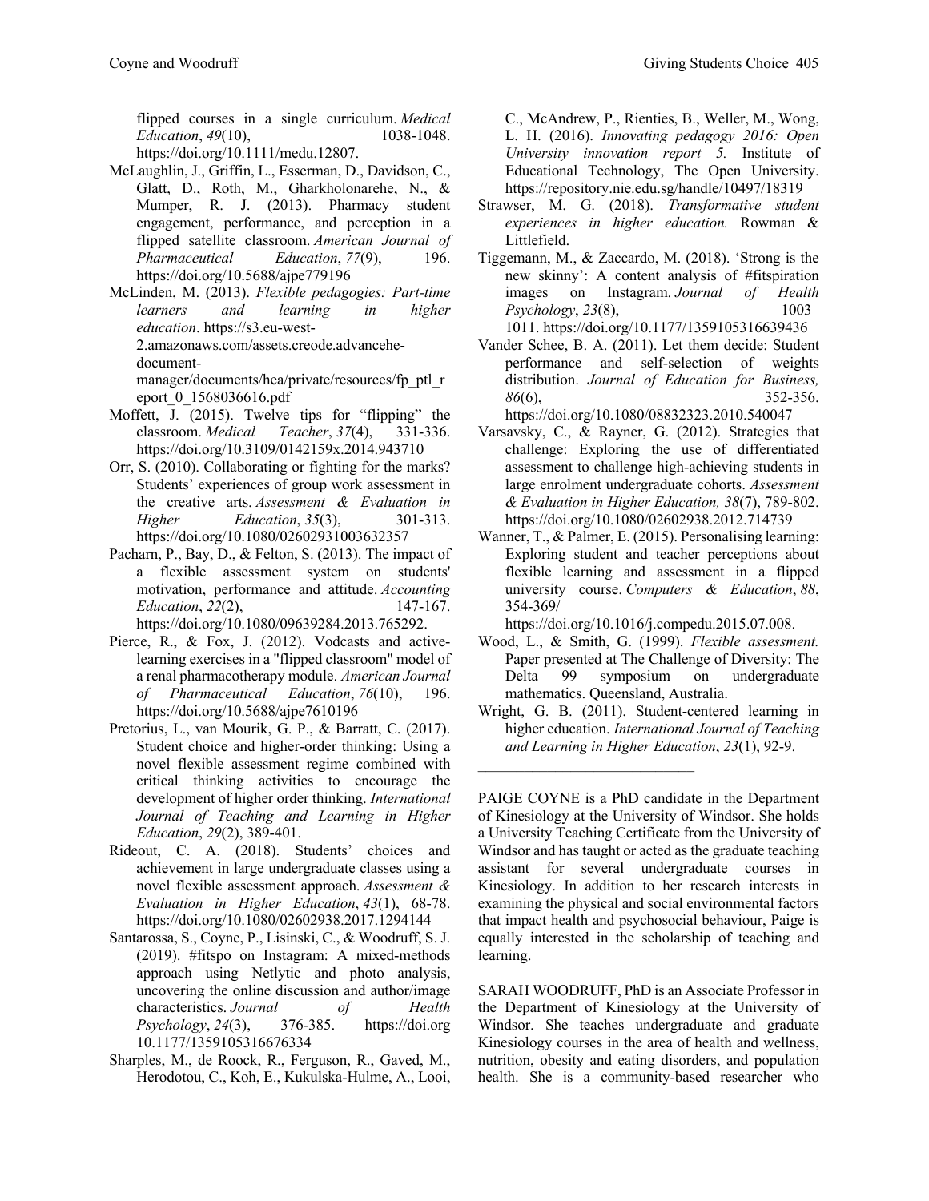flipped courses in a single curriculum. *Medical Education*, *49*(10), 1038-1048. https://doi.org/10.1111/medu.12807.

McLaughlin, J., Griffin, L., Esserman, D., Davidson, C., Glatt, D., Roth, M., Gharkholonarehe, N., & Mumper, R. J. (2013). Pharmacy student engagement, performance, and perception in a flipped satellite classroom. *American Journal of Pharmaceutical Education*, *77*(9), 196. https://doi.org/10.5688/ajpe779196

McLinden, M. (2013). *Flexible pedagogies: Part-time learners and learning in higher education*. https://s3.eu-west-2.amazonaws.com/assets.creode.advancehe-document-manager/documents/hea/private/resources/fp_ptl_report_0_1568036616.pdf

Moffett, J. (2015). Twelve tips for "flipping" the classroom. *Medical Teacher*, *37*(4), 331-336. https://doi.org/10.3109/0142159x.2014.943710

Orr, S. (2010). Collaborating or fighting for the marks? Students' experiences of group work assessment in the creative arts. *Assessment & Evaluation in Higher Education*, *35*(3), 301-313. https://doi.org/10.1080/02602931003632357

Pacharn, P., Bay, D., & Felton, S. (2013). The impact of a flexible assessment system on students' motivation, performance and attitude. *Accounting Education*, *22*(2), 147-167. https://doi.org/10.1080/09639284.2013.765292.

Pierce, R., & Fox, J. (2012). Vodcasts and active-learning exercises in a "flipped classroom" model of a renal pharmacotherapy module. *American Journal of Pharmaceutical Education*, *76*(10), 196. https://doi.org/10.5688/ajpe7610196

Pretorius, L., van Mourik, G. P., & Barratt, C. (2017). Student choice and higher-order thinking: Using a novel flexible assessment regime combined with critical thinking activities to encourage the development of higher order thinking. *International Journal of Teaching and Learning in Higher Education*, *29*(2), 389-401.

Rideout, C. A. (2018). Students' choices and achievement in large undergraduate classes using a novel flexible assessment approach. *Assessment & Evaluation in Higher Education*, *43*(1), 68-78. https://doi.org/10.1080/02602938.2017.1294144

Santarossa, S., Coyne, P., Lisinski, C., & Woodruff, S. J. (2019). #fitspo on Instagram: A mixed-methods approach using Netlytic and photo analysis, uncovering the online discussion and author/image characteristics. *Journal of Health Psychology*, *24*(3), 376-385. https://doi.org 10.1177/1359105316676334

Sharples, M., de Roock, R., Ferguson, R., Gaved, M., Herodotou, C., Koh, E., Kukulska-Hulme, A., Looi, C., McAndrew, P., Rienties, B., Weller, M., Wong, L. H. (2016). *Innovating pedagogy 2016: Open University innovation report 5.* Institute of Educational Technology, The Open University. https://repository.nie.edu.sg/handle/10497/18319

Strawser, M. G. (2018). *Transformative student experiences in higher education.* Rowman & Littlefield.

Tiggemann, M., & Zaccardo, M. (2018). 'Strong is the new skinny': A content analysis of #fitspiration images on Instagram. *Journal of Health Psychology*, *23*(8), 1003–1011. https://doi.org/10.1177/1359105316639436

Vander Schee, B. A. (2011). Let them decide: Student performance and self-selection of weights distribution. *Journal of Education for Business, 86*(6), 352-356. https://doi.org/10.1080/08832323.2010.540047

Varsavsky, C., & Rayner, G. (2012). Strategies that challenge: Exploring the use of differentiated assessment to challenge high-achieving students in large enrolment undergraduate cohorts. *Assessment & Evaluation in Higher Education, 38*(7), 789-802. https://doi.org/10.1080/02602938.2012.714739

Wanner, T., & Palmer, E. (2015). Personalising learning: Exploring student and teacher perceptions about flexible learning and assessment in a flipped university course. *Computers & Education*, *88*, 354-369/ https://doi.org/10.1016/j.compedu.2015.07.008.

Wood, L., & Smith, G. (1999). *Flexible assessment.* Paper presented at The Challenge of Diversity: The Delta 99 symposium on undergraduate mathematics. Queensland, Australia.

Wright, G. B. (2011). Student-centered learning in higher education. *International Journal of Teaching and Learning in Higher Education*, *23*(1), 92-9.

---

PAIGE COYNE is a PhD candidate in the Department of Kinesiology at the University of Windsor. She holds a University Teaching Certificate from the University of Windsor and has taught or acted as the graduate teaching assistant for several undergraduate courses in Kinesiology. In addition to her research interests in examining the physical and social environmental factors that impact health and psychosocial behaviour, Paige is equally interested in the scholarship of teaching and learning.

SARAH WOODRUFF, PhD is an Associate Professor in the Department of Kinesiology at the University of Windsor. She teaches undergraduate and graduate Kinesiology courses in the area of health and wellness, nutrition, obesity and eating disorders, and population health. She is a community-based researcher who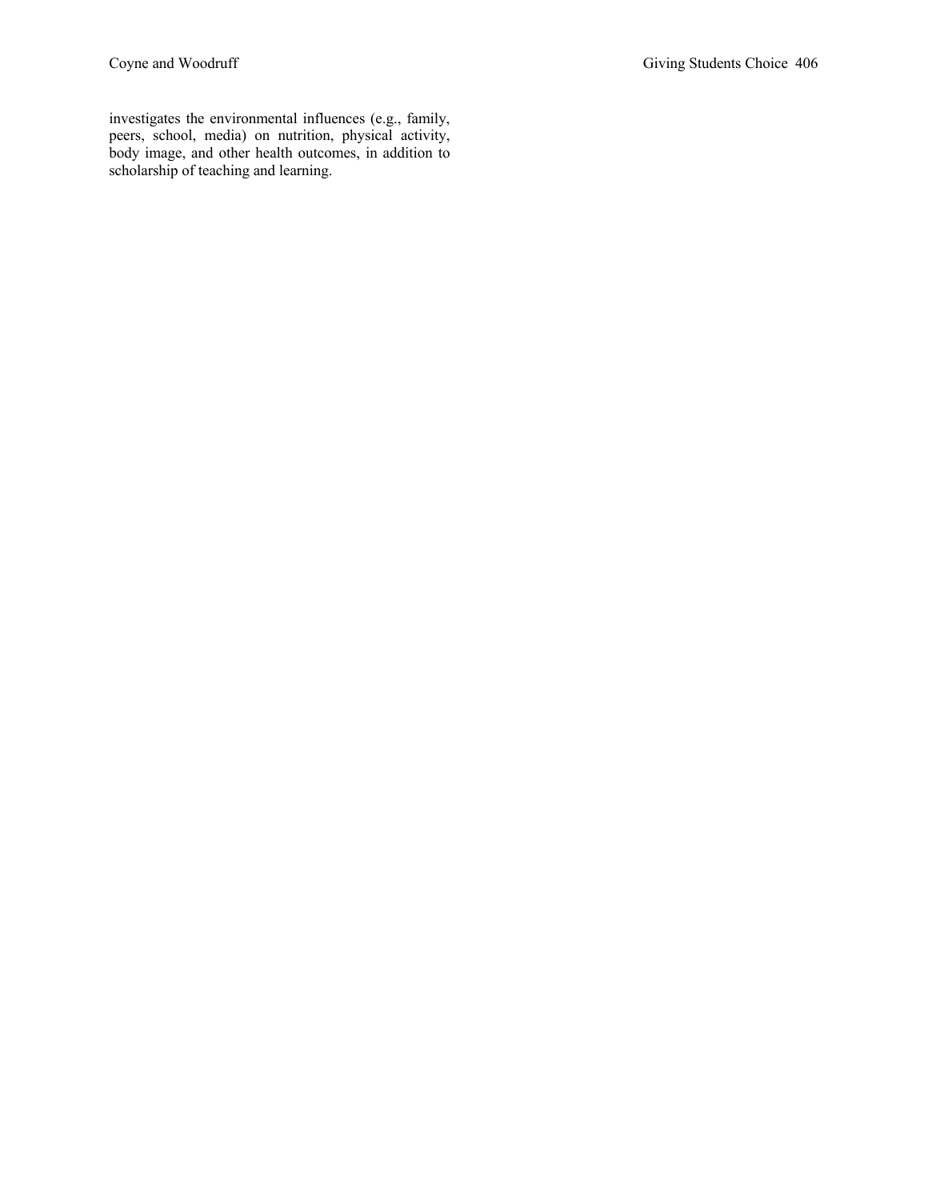investigates the environmental influences (e.g., family, peers, school, media) on nutrition, physical activity, body image, and other health outcomes, in addition to scholarship of teaching and learning.